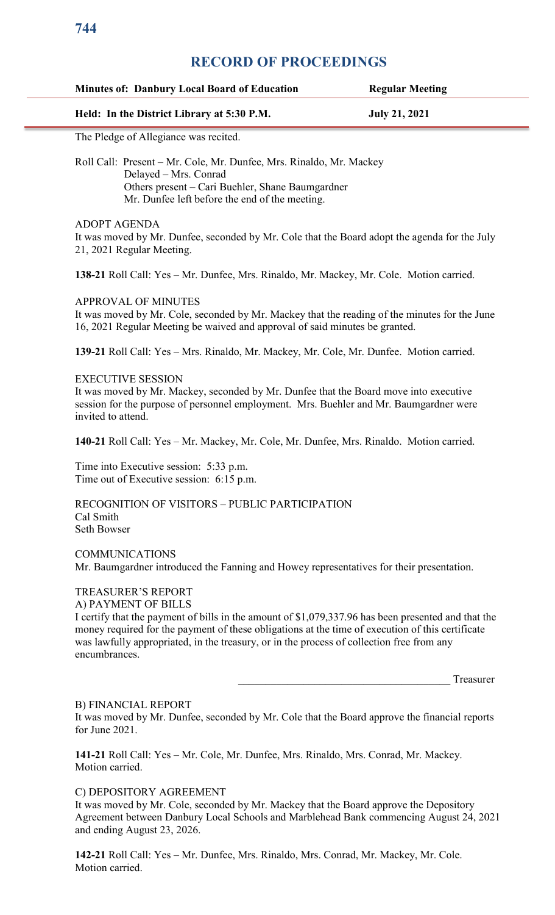# RECORD OF PROCEEDINGS

| **Minutes of: Danbury Local Board of Education** | **Regular Meeting** |
|---|---|
| **Held: In the District Library at 5:30 P.M.** | **July 21, 2021** |

The Pledge of Allegiance was recited.

Roll Call: Present – Mr. Cole, Mr. Dunfee, Mrs. Rinaldo, Mr. Mackey
Delayed – Mrs. Conrad
Others present – Cari Buehler, Shane Baumgardner
Mr. Dunfee left before the end of the meeting.

ADOPT AGENDA
It was moved by Mr. Dunfee, seconded by Mr. Cole that the Board adopt the agenda for the July 21, 2021 Regular Meeting.

**138-21** Roll Call: Yes – Mr. Dunfee, Mrs. Rinaldo, Mr. Mackey, Mr. Cole. Motion carried.

APPROVAL OF MINUTES
It was moved by Mr. Cole, seconded by Mr. Mackey that the reading of the minutes for the June 16, 2021 Regular Meeting be waived and approval of said minutes be granted.

**139-21** Roll Call: Yes – Mrs. Rinaldo, Mr. Mackey, Mr. Cole, Mr. Dunfee. Motion carried.

EXECUTIVE SESSION
It was moved by Mr. Mackey, seconded by Mr. Dunfee that the Board move into executive session for the purpose of personnel employment. Mrs. Buehler and Mr. Baumgardner were invited to attend.

**140-21** Roll Call: Yes – Mr. Mackey, Mr. Cole, Mr. Dunfee, Mrs. Rinaldo. Motion carried.

Time into Executive session: 5:33 p.m.
Time out of Executive session: 6:15 p.m.

RECOGNITION OF VISITORS – PUBLIC PARTICIPATION
Cal Smith
Seth Bowser

COMMUNICATIONS
Mr. Baumgardner introduced the Fanning and Howey representatives for their presentation.

TREASURER'S REPORT
A) PAYMENT OF BILLS
I certify that the payment of bills in the amount of $1,079,337.96 has been presented and that the money required for the payment of these obligations at the time of execution of this certificate was lawfully appropriated, in the treasury, or in the process of collection free from any encumbrances.

\_\_\_\_\_\_\_\_\_\_\_\_\_\_\_\_\_\_\_\_\_\_\_\_\_\_\_\_\_\_\_\_\_\_\_\_\_\_ Treasurer

B) FINANCIAL REPORT
It was moved by Mr. Dunfee, seconded by Mr. Cole that the Board approve the financial reports for June 2021.

**141-21** Roll Call: Yes – Mr. Cole, Mr. Dunfee, Mrs. Rinaldo, Mrs. Conrad, Mr. Mackey. Motion carried.

C) DEPOSITORY AGREEMENT
It was moved by Mr. Cole, seconded by Mr. Mackey that the Board approve the Depository Agreement between Danbury Local Schools and Marblehead Bank commencing August 24, 2021 and ending August 23, 2026.

**142-21** Roll Call: Yes – Mr. Dunfee, Mrs. Rinaldo, Mrs. Conrad, Mr. Mackey, Mr. Cole. Motion carried.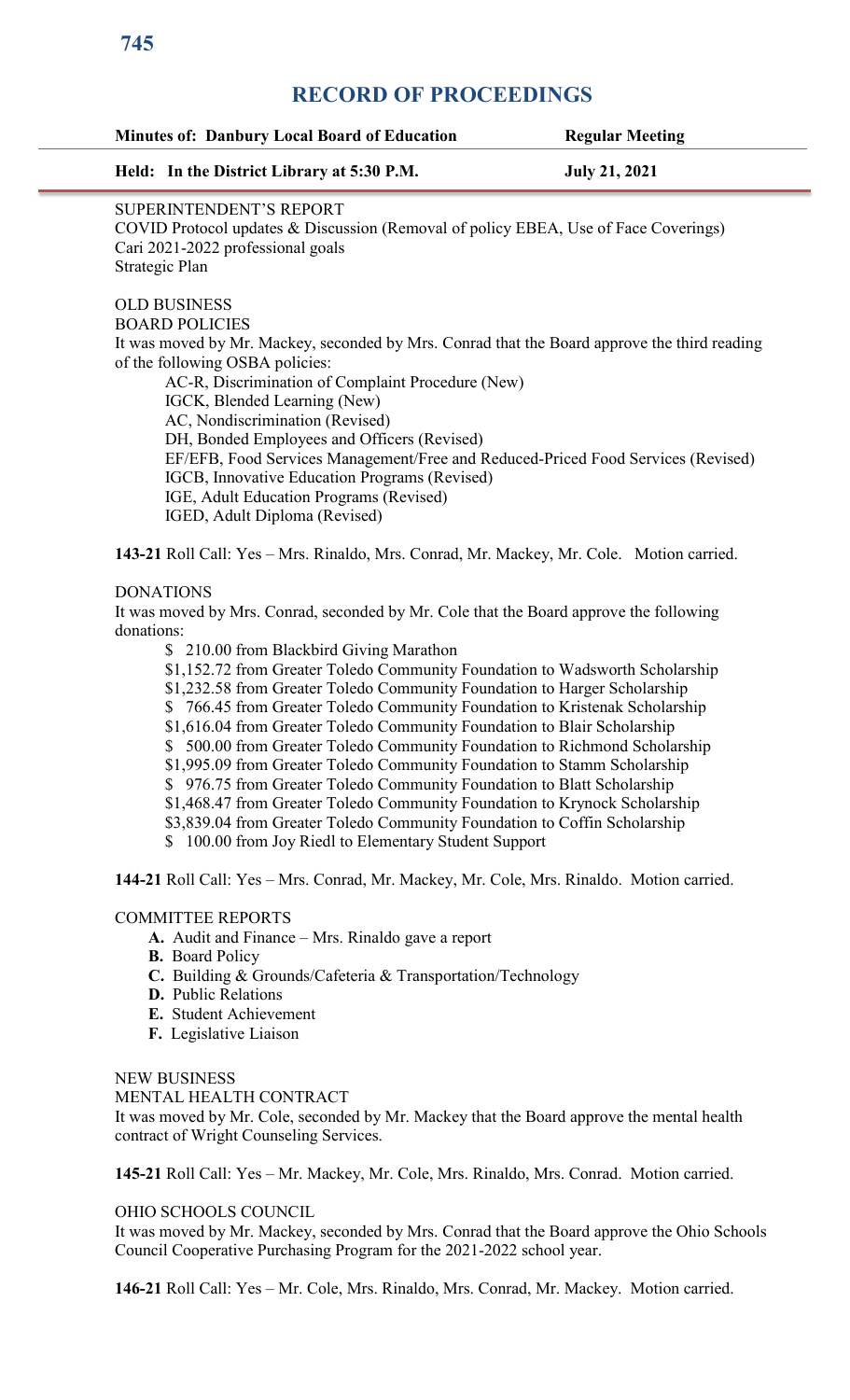# RECORD OF PROCEEDINGS

| **Minutes of: Danbury Local Board of Education** | **Regular Meeting** |
|---|---|
| **Held: In the District Library at 5:30 P.M.** | **July 21, 2021** |

SUPERINTENDENT'S REPORT
COVID Protocol updates & Discussion (Removal of policy EBEA, Use of Face Coverings)
Cari 2021-2022 professional goals
Strategic Plan

OLD BUSINESS
BOARD POLICIES
It was moved by Mr. Mackey, seconded by Mrs. Conrad that the Board approve the third reading of the following OSBA policies:

- AC-R, Discrimination of Complaint Procedure (New)
- IGCK, Blended Learning (New)
- AC, Nondiscrimination (Revised)
- DH, Bonded Employees and Officers (Revised)
- EF/EFB, Food Services Management/Free and Reduced-Priced Food Services (Revised)
- IGCB, Innovative Education Programs (Revised)
- IGE, Adult Education Programs (Revised)
- IGED, Adult Diploma (Revised)

**143-21** Roll Call: Yes – Mrs. Rinaldo, Mrs. Conrad, Mr. Mackey, Mr. Cole. Motion carried.

DONATIONS
It was moved by Mrs. Conrad, seconded by Mr. Cole that the Board approve the following donations:

- $ 210.00 from Blackbird Giving Marathon
- $1,152.72 from Greater Toledo Community Foundation to Wadsworth Scholarship
- $1,232.58 from Greater Toledo Community Foundation to Harger Scholarship
- $ 766.45 from Greater Toledo Community Foundation to Kristenak Scholarship
- $1,616.04 from Greater Toledo Community Foundation to Blair Scholarship
- $ 500.00 from Greater Toledo Community Foundation to Richmond Scholarship
- $1,995.09 from Greater Toledo Community Foundation to Stamm Scholarship
- $ 976.75 from Greater Toledo Community Foundation to Blatt Scholarship
- $1,468.47 from Greater Toledo Community Foundation to Krynock Scholarship
- $3,839.04 from Greater Toledo Community Foundation to Coffin Scholarship
- $ 100.00 from Joy Riedl to Elementary Student Support

**144-21** Roll Call: Yes – Mrs. Conrad, Mr. Mackey, Mr. Cole, Mrs. Rinaldo. Motion carried.

COMMITTEE REPORTS

- **A.** Audit and Finance – Mrs. Rinaldo gave a report
- **B.** Board Policy
- **C.** Building & Grounds/Cafeteria & Transportation/Technology
- **D.** Public Relations
- **E.** Student Achievement
- **F.** Legislative Liaison

NEW BUSINESS
MENTAL HEALTH CONTRACT
It was moved by Mr. Cole, seconded by Mr. Mackey that the Board approve the mental health contract of Wright Counseling Services.

**145-21** Roll Call: Yes – Mr. Mackey, Mr. Cole, Mrs. Rinaldo, Mrs. Conrad. Motion carried.

OHIO SCHOOLS COUNCIL
It was moved by Mr. Mackey, seconded by Mrs. Conrad that the Board approve the Ohio Schools Council Cooperative Purchasing Program for the 2021-2022 school year.

**146-21** Roll Call: Yes – Mr. Cole, Mrs. Rinaldo, Mrs. Conrad, Mr. Mackey. Motion carried.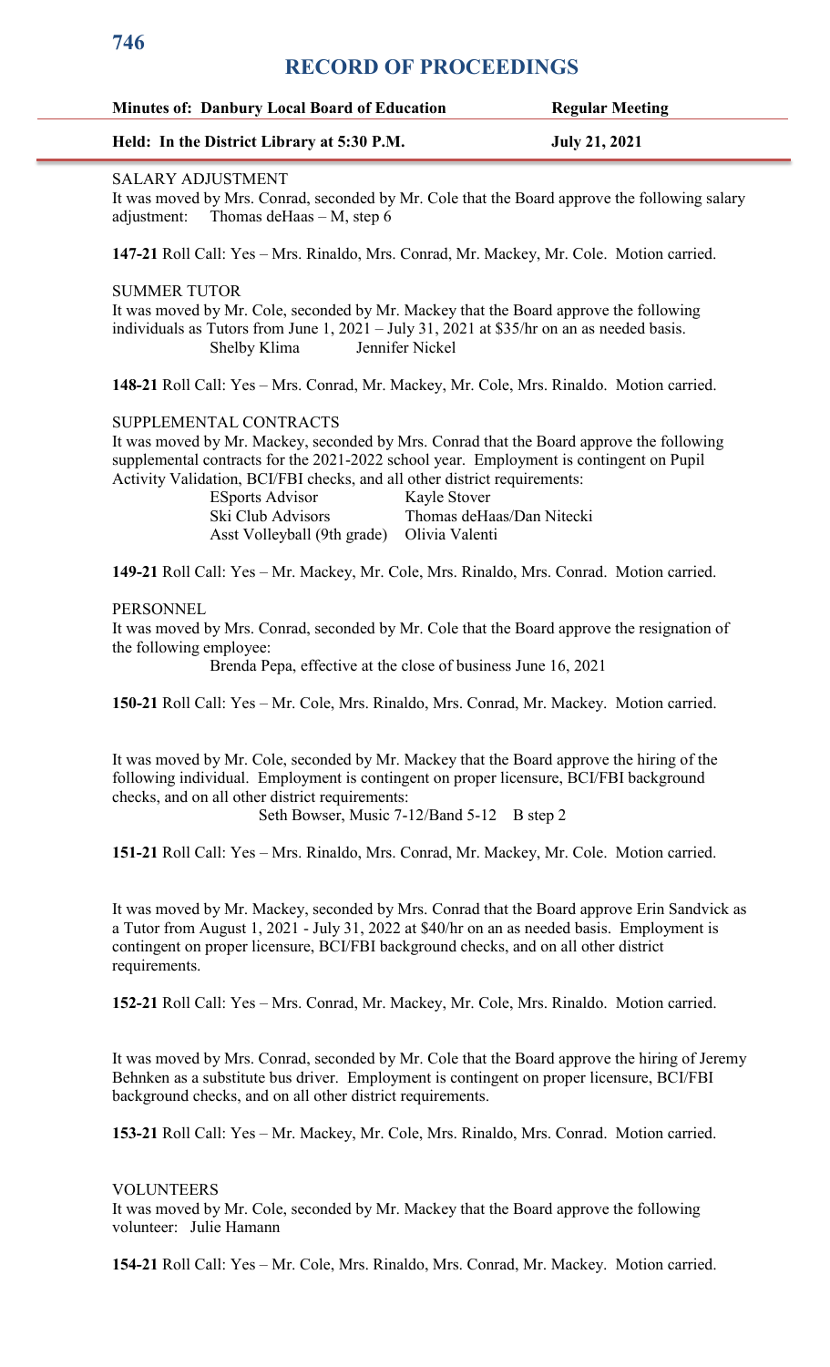# RECORD OF PROCEEDINGS

**Minutes of: Danbury Local Board of Education** **Regular Meeting**

**Held: In the District Library at 5:30 P.M.** **July 21, 2021**

SALARY ADJUSTMENT

It was moved by Mrs. Conrad, seconded by Mr. Cole that the Board approve the following salary adjustment: Thomas deHaas – M, step 6

**147-21** Roll Call: Yes – Mrs. Rinaldo, Mrs. Conrad, Mr. Mackey, Mr. Cole. Motion carried.

SUMMER TUTOR

It was moved by Mr. Cole, seconded by Mr. Mackey that the Board approve the following individuals as Tutors from June 1, 2021 – July 31, 2021 at $35/hr on an as needed basis.

Shelby Klima    Jennifer Nickel

**148-21** Roll Call: Yes – Mrs. Conrad, Mr. Mackey, Mr. Cole, Mrs. Rinaldo. Motion carried.

SUPPLEMENTAL CONTRACTS

It was moved by Mr. Mackey, seconded by Mrs. Conrad that the Board approve the following supplemental contracts for the 2021-2022 school year. Employment is contingent on Pupil Activity Validation, BCI/FBI checks, and all other district requirements:

| | |
|---|---|
| ESports Advisor | Kayle Stover |
| Ski Club Advisors | Thomas deHaas/Dan Nitecki |
| Asst Volleyball (9th grade) | Olivia Valenti |

**149-21** Roll Call: Yes – Mr. Mackey, Mr. Cole, Mrs. Rinaldo, Mrs. Conrad. Motion carried.

PERSONNEL

It was moved by Mrs. Conrad, seconded by Mr. Cole that the Board approve the resignation of the following employee:

Brenda Pepa, effective at the close of business June 16, 2021

**150-21** Roll Call: Yes – Mr. Cole, Mrs. Rinaldo, Mrs. Conrad, Mr. Mackey. Motion carried.

It was moved by Mr. Cole, seconded by Mr. Mackey that the Board approve the hiring of the following individual. Employment is contingent on proper licensure, BCI/FBI background checks, and on all other district requirements:

Seth Bowser, Music 7-12/Band 5-12 B step 2

**151-21** Roll Call: Yes – Mrs. Rinaldo, Mrs. Conrad, Mr. Mackey, Mr. Cole. Motion carried.

It was moved by Mr. Mackey, seconded by Mrs. Conrad that the Board approve Erin Sandvick as a Tutor from August 1, 2021 - July 31, 2022 at $40/hr on an as needed basis. Employment is contingent on proper licensure, BCI/FBI background checks, and on all other district requirements.

**152-21** Roll Call: Yes – Mrs. Conrad, Mr. Mackey, Mr. Cole, Mrs. Rinaldo. Motion carried.

It was moved by Mrs. Conrad, seconded by Mr. Cole that the Board approve the hiring of Jeremy Behnken as a substitute bus driver. Employment is contingent on proper licensure, BCI/FBI background checks, and on all other district requirements.

**153-21** Roll Call: Yes – Mr. Mackey, Mr. Cole, Mrs. Rinaldo, Mrs. Conrad. Motion carried.

VOLUNTEERS

It was moved by Mr. Cole, seconded by Mr. Mackey that the Board approve the following volunteer: Julie Hamann

**154-21** Roll Call: Yes – Mr. Cole, Mrs. Rinaldo, Mrs. Conrad, Mr. Mackey. Motion carried.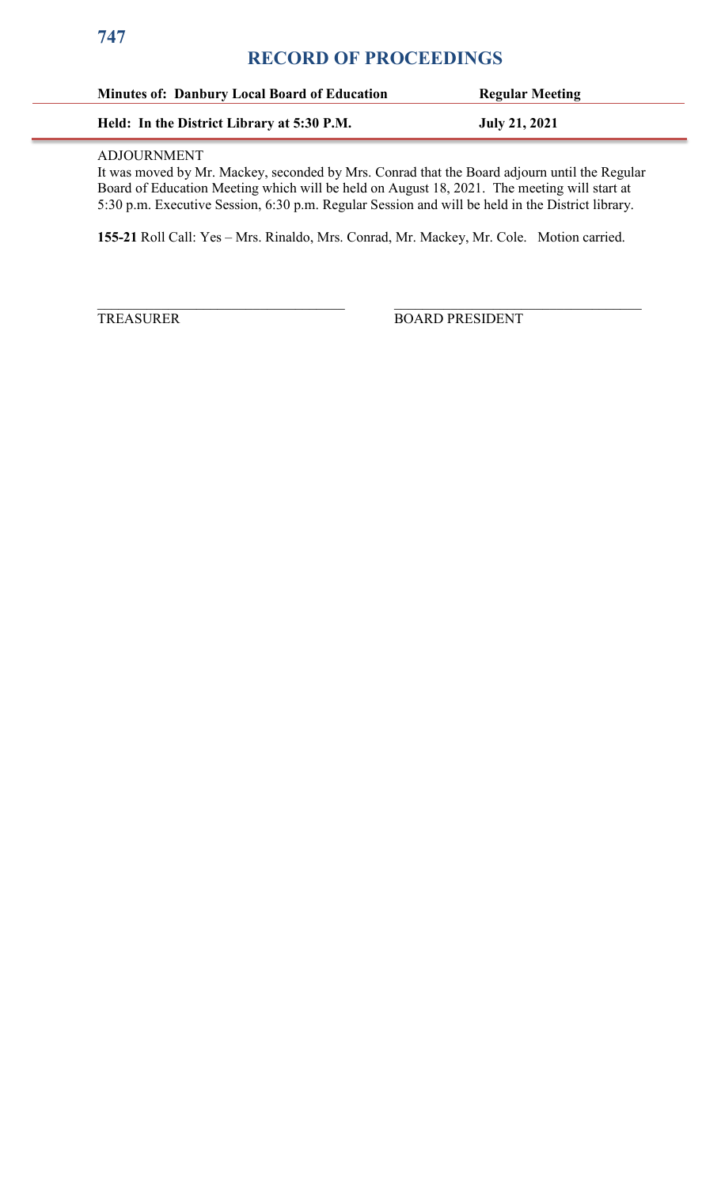# RECORD OF PROCEEDINGS

| | |
|---|---|
| **Minutes of: Danbury Local Board of Education** | **Regular Meeting** |
| **Held: In the District Library at 5:30 P.M.** | **July 21, 2021** |

ADJOURNMENT

It was moved by Mr. Mackey, seconded by Mrs. Conrad that the Board adjourn until the Regular Board of Education Meeting which will be held on August 18, 2021. The meeting will start at 5:30 p.m. Executive Session, 6:30 p.m. Regular Session and will be held in the District library.

**155-21** Roll Call: Yes – Mrs. Rinaldo, Mrs. Conrad, Mr. Mackey, Mr. Cole. Motion carried.

\_\_\_\_\_\_\_\_\_\_\_\_\_\_\_\_\_\_\_\_\_\_\_\_\_\_\_\_\_\_\_\_\_\_ \_\_\_\_\_\_\_\_\_\_\_\_\_\_\_\_\_\_\_\_\_\_\_\_\_\_\_\_\_\_\_\_\_\_

TREASURER BOARD PRESIDENT